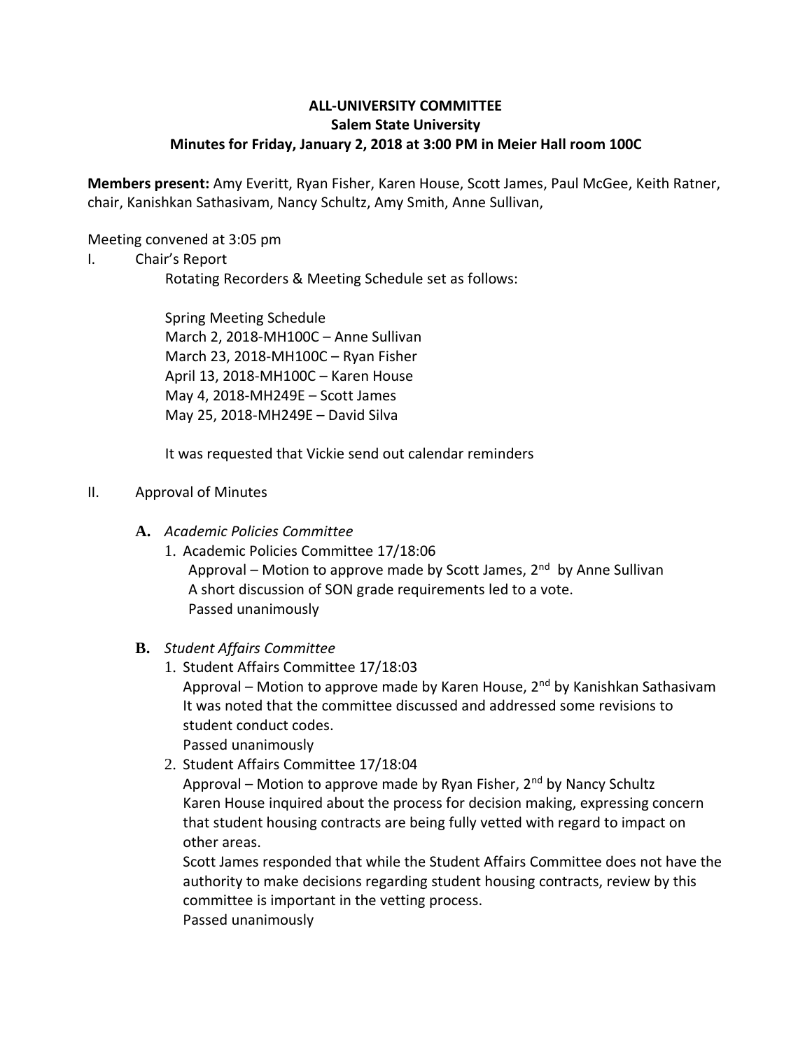**ALL-UNIVERSITY COMMITTEE**
**Salem State University**
**Minutes for Friday, January 2, 2018 at 3:00 PM in Meier Hall room 100C**

**Members present:** Amy Everitt, Ryan Fisher, Karen House, Scott James, Paul McGee, Keith Ratner, chair, Kanishkan Sathasivam, Nancy Schultz, Amy Smith, Anne Sullivan,

Meeting convened at 3:05 pm

I. Chair's Report

Rotating Recorders & Meeting Schedule set as follows:

Spring Meeting Schedule
March 2, 2018-MH100C – Anne Sullivan
March 23, 2018-MH100C – Ryan Fisher
April 13, 2018-MH100C – Karen House
May 4, 2018-MH249E – Scott James
May 25, 2018-MH249E – David Silva

It was requested that Vickie send out calendar reminders

II. Approval of Minutes

**A.** *Academic Policies Committee*

1. Academic Policies Committee 17/18:06
   Approval – Motion to approve made by Scott James, 2nd by Anne Sullivan
   A short discussion of SON grade requirements led to a vote.
   Passed unanimously

**B.** *Student Affairs Committee*

1. Student Affairs Committee 17/18:03
   Approval – Motion to approve made by Karen House, 2nd by Kanishkan Sathasivam
   It was noted that the committee discussed and addressed some revisions to student conduct codes.
   Passed unanimously
2. Student Affairs Committee 17/18:04
   Approval – Motion to approve made by Ryan Fisher, 2nd by Nancy Schultz
   Karen House inquired about the process for decision making, expressing concern that student housing contracts are being fully vetted with regard to impact on other areas.
   Scott James responded that while the Student Affairs Committee does not have the authority to make decisions regarding student housing contracts, review by this committee is important in the vetting process.
   Passed unanimously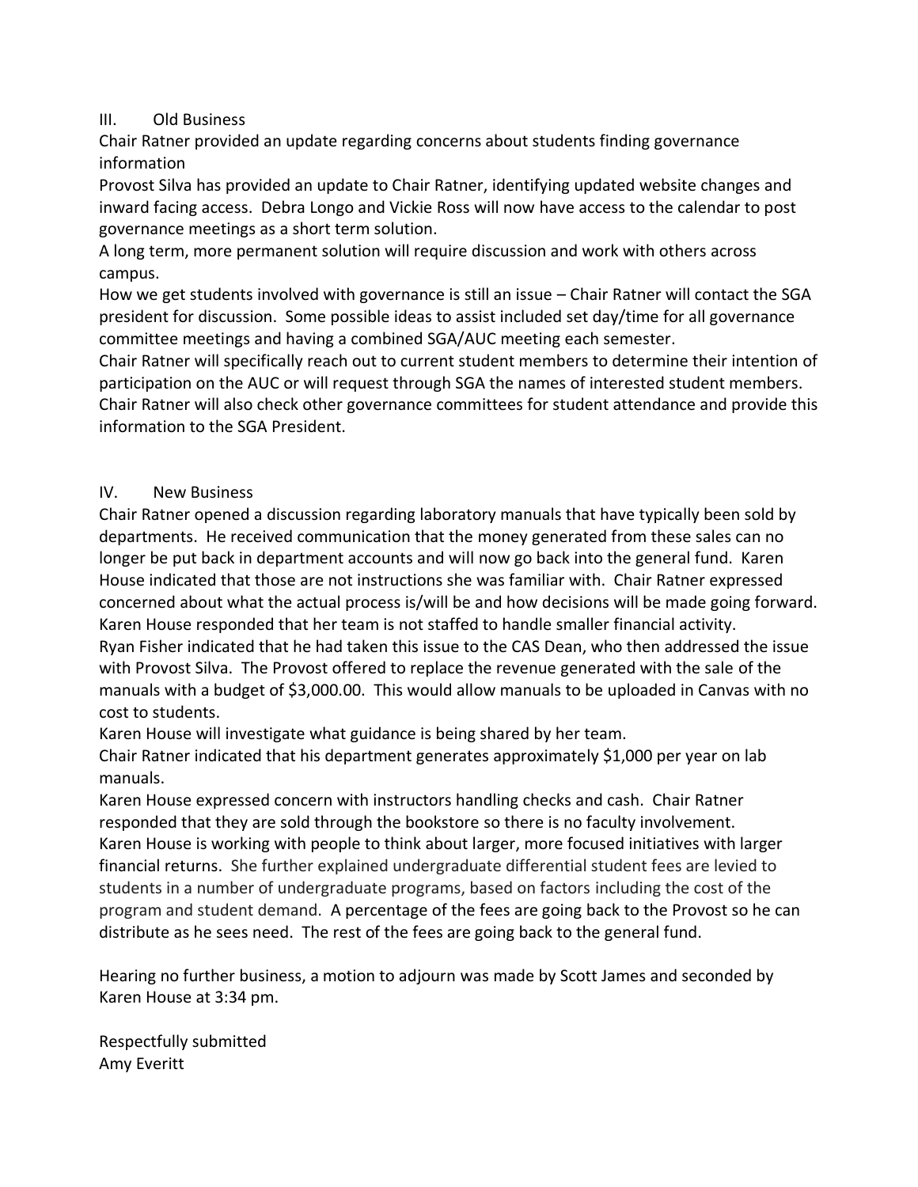## III. Old Business

Chair Ratner provided an update regarding concerns about students finding governance information

Provost Silva has provided an update to Chair Ratner, identifying updated website changes and inward facing access. Debra Longo and Vickie Ross will now have access to the calendar to post governance meetings as a short term solution.

A long term, more permanent solution will require discussion and work with others across campus.

How we get students involved with governance is still an issue – Chair Ratner will contact the SGA president for discussion. Some possible ideas to assist included set day/time for all governance committee meetings and having a combined SGA/AUC meeting each semester.

Chair Ratner will specifically reach out to current student members to determine their intention of participation on the AUC or will request through SGA the names of interested student members. Chair Ratner will also check other governance committees for student attendance and provide this information to the SGA President.

## IV. New Business

Chair Ratner opened a discussion regarding laboratory manuals that have typically been sold by departments. He received communication that the money generated from these sales can no longer be put back in department accounts and will now go back into the general fund. Karen House indicated that those are not instructions she was familiar with. Chair Ratner expressed concerned about what the actual process is/will be and how decisions will be made going forward. Karen House responded that her team is not staffed to handle smaller financial activity.

Ryan Fisher indicated that he had taken this issue to the CAS Dean, who then addressed the issue with Provost Silva. The Provost offered to replace the revenue generated with the sale of the manuals with a budget of $3,000.00. This would allow manuals to be uploaded in Canvas with no cost to students.

Karen House will investigate what guidance is being shared by her team.

Chair Ratner indicated that his department generates approximately $1,000 per year on lab manuals.

Karen House expressed concern with instructors handling checks and cash. Chair Ratner responded that they are sold through the bookstore so there is no faculty involvement.

Karen House is working with people to think about larger, more focused initiatives with larger financial returns. She further explained undergraduate differential student fees are levied to students in a number of undergraduate programs, based on factors including the cost of the program and student demand. A percentage of the fees are going back to the Provost so he can distribute as he sees need. The rest of the fees are going back to the general fund.

Hearing no further business, a motion to adjourn was made by Scott James and seconded by Karen House at 3:34 pm.

Respectfully submitted
Amy Everitt